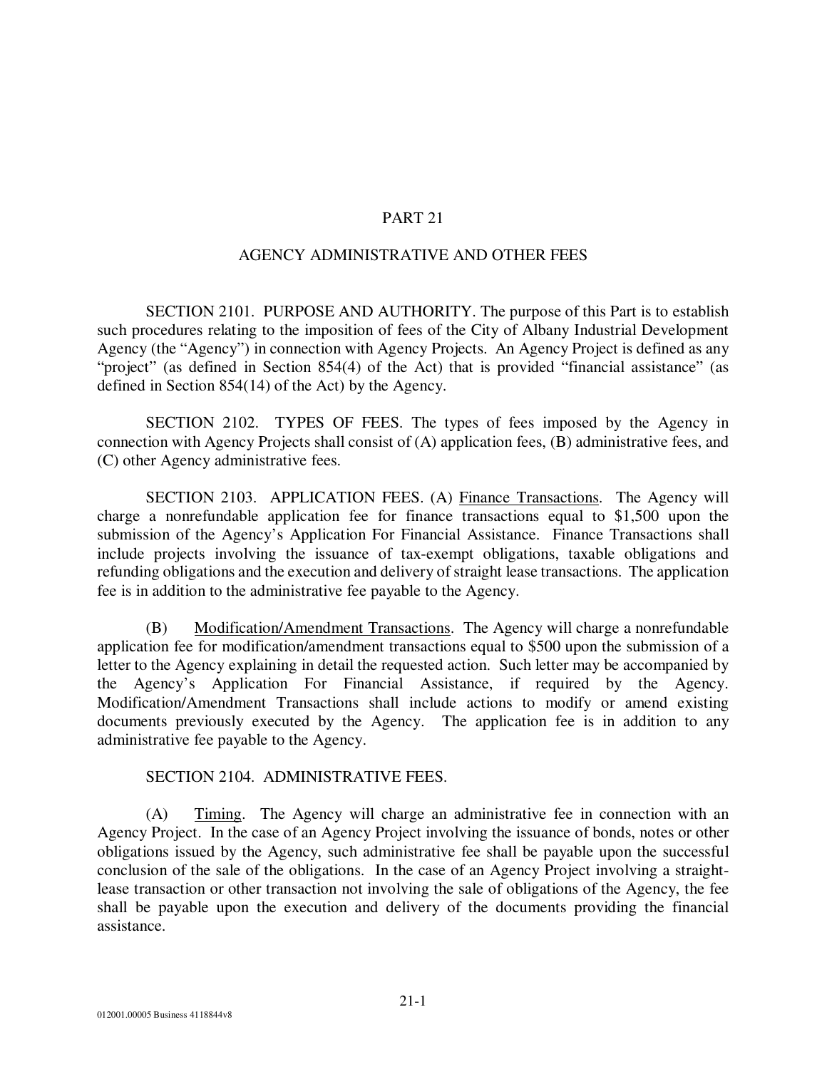# PART 21

## AGENCY ADMINISTRATIVE AND OTHER FEES

SECTION 2101. PURPOSE AND AUTHORITY. The purpose of this Part is to establish such procedures relating to the imposition of fees of the City of Albany Industrial Development Agency (the "Agency") in connection with Agency Projects. An Agency Project is defined as any "project" (as defined in Section 854(4) of the Act) that is provided "financial assistance" (as defined in Section 854(14) of the Act) by the Agency.

SECTION 2102. TYPES OF FEES. The types of fees imposed by the Agency in connection with Agency Projects shall consist of (A) application fees, (B) administrative fees, and (C) other Agency administrative fees.

SECTION 2103. APPLICATION FEES. (A) Finance Transactions. The Agency will charge a nonrefundable application fee for finance transactions equal to $1,500 upon the submission of the Agency's Application For Financial Assistance. Finance Transactions shall include projects involving the issuance of tax-exempt obligations, taxable obligations and refunding obligations and the execution and delivery of straight lease transactions. The application fee is in addition to the administrative fee payable to the Agency.

(B) Modification/Amendment Transactions. The Agency will charge a nonrefundable application fee for modification/amendment transactions equal to $500 upon the submission of a letter to the Agency explaining in detail the requested action. Such letter may be accompanied by the Agency's Application For Financial Assistance, if required by the Agency. Modification/Amendment Transactions shall include actions to modify or amend existing documents previously executed by the Agency. The application fee is in addition to any administrative fee payable to the Agency.

SECTION 2104. ADMINISTRATIVE FEES.

(A) Timing. The Agency will charge an administrative fee in connection with an Agency Project. In the case of an Agency Project involving the issuance of bonds, notes or other obligations issued by the Agency, such administrative fee shall be payable upon the successful conclusion of the sale of the obligations. In the case of an Agency Project involving a straight-lease transaction or other transaction not involving the sale of obligations of the Agency, the fee shall be payable upon the execution and delivery of the documents providing the financial assistance.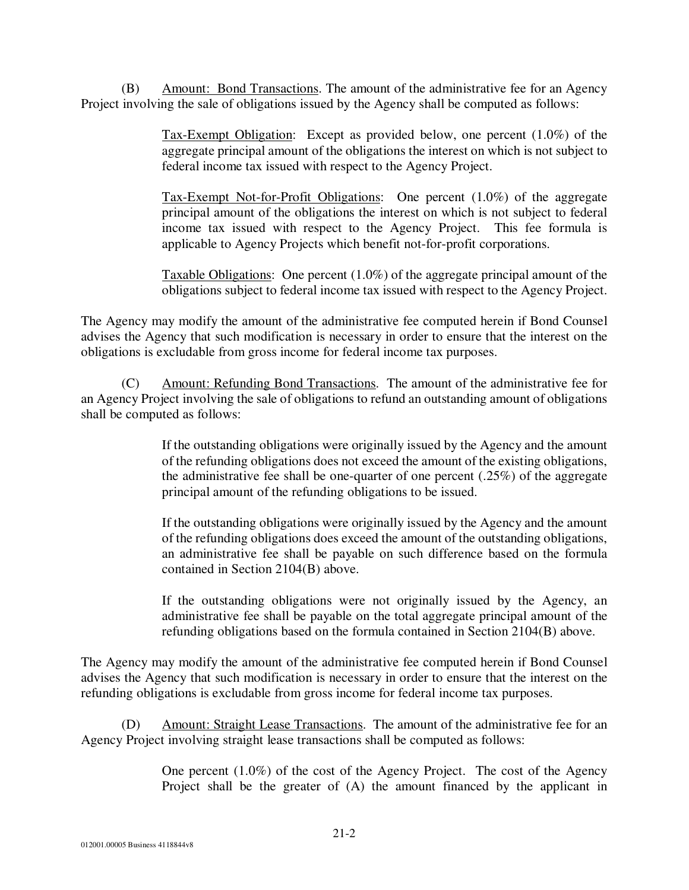(B) Amount: Bond Transactions. The amount of the administrative fee for an Agency Project involving the sale of obligations issued by the Agency shall be computed as follows:

> Tax-Exempt Obligation: Except as provided below, one percent (1.0%) of the aggregate principal amount of the obligations the interest on which is not subject to federal income tax issued with respect to the Agency Project.
>
> Tax-Exempt Not-for-Profit Obligations: One percent (1.0%) of the aggregate principal amount of the obligations the interest on which is not subject to federal income tax issued with respect to the Agency Project. This fee formula is applicable to Agency Projects which benefit not-for-profit corporations.
>
> Taxable Obligations: One percent (1.0%) of the aggregate principal amount of the obligations subject to federal income tax issued with respect to the Agency Project.

The Agency may modify the amount of the administrative fee computed herein if Bond Counsel advises the Agency that such modification is necessary in order to ensure that the interest on the obligations is excludable from gross income for federal income tax purposes.

(C) Amount: Refunding Bond Transactions. The amount of the administrative fee for an Agency Project involving the sale of obligations to refund an outstanding amount of obligations shall be computed as follows:

> If the outstanding obligations were originally issued by the Agency and the amount of the refunding obligations does not exceed the amount of the existing obligations, the administrative fee shall be one-quarter of one percent (.25%) of the aggregate principal amount of the refunding obligations to be issued.
>
> If the outstanding obligations were originally issued by the Agency and the amount of the refunding obligations does exceed the amount of the outstanding obligations, an administrative fee shall be payable on such difference based on the formula contained in Section 2104(B) above.
>
> If the outstanding obligations were not originally issued by the Agency, an administrative fee shall be payable on the total aggregate principal amount of the refunding obligations based on the formula contained in Section 2104(B) above.

The Agency may modify the amount of the administrative fee computed herein if Bond Counsel advises the Agency that such modification is necessary in order to ensure that the interest on the refunding obligations is excludable from gross income for federal income tax purposes.

(D) Amount: Straight Lease Transactions. The amount of the administrative fee for an Agency Project involving straight lease transactions shall be computed as follows:

> One percent (1.0%) of the cost of the Agency Project. The cost of the Agency Project shall be the greater of (A) the amount financed by the applicant in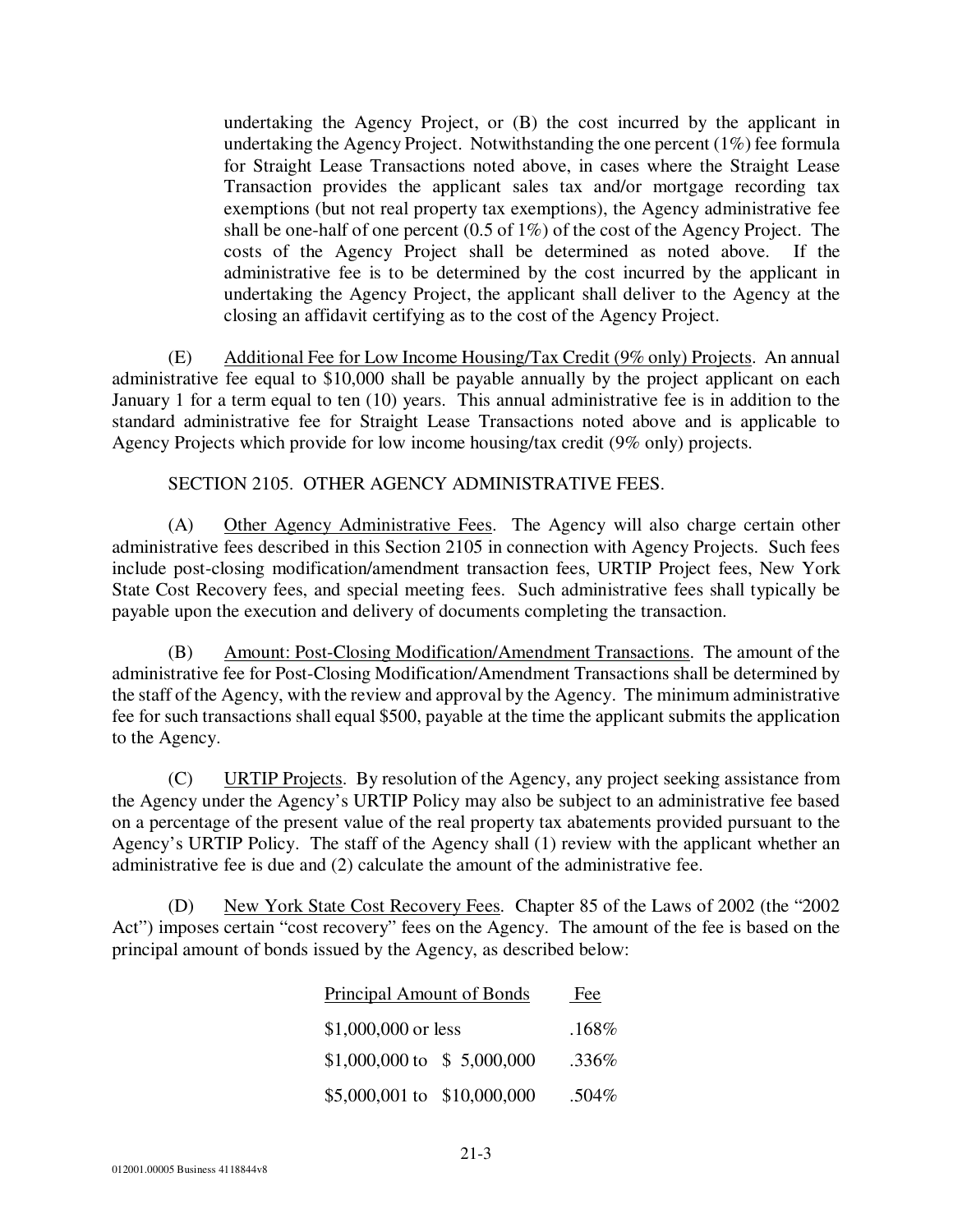undertaking the Agency Project, or (B) the cost incurred by the applicant in undertaking the Agency Project. Notwithstanding the one percent (1%) fee formula for Straight Lease Transactions noted above, in cases where the Straight Lease Transaction provides the applicant sales tax and/or mortgage recording tax exemptions (but not real property tax exemptions), the Agency administrative fee shall be one-half of one percent (0.5 of 1%) of the cost of the Agency Project. The costs of the Agency Project shall be determined as noted above. If the administrative fee is to be determined by the cost incurred by the applicant in undertaking the Agency Project, the applicant shall deliver to the Agency at the closing an affidavit certifying as to the cost of the Agency Project.

(E) Additional Fee for Low Income Housing/Tax Credit (9% only) Projects. An annual administrative fee equal to $10,000 shall be payable annually by the project applicant on each January 1 for a term equal to ten (10) years. This annual administrative fee is in addition to the standard administrative fee for Straight Lease Transactions noted above and is applicable to Agency Projects which provide for low income housing/tax credit (9% only) projects.

SECTION 2105. OTHER AGENCY ADMINISTRATIVE FEES.

(A) Other Agency Administrative Fees. The Agency will also charge certain other administrative fees described in this Section 2105 in connection with Agency Projects. Such fees include post-closing modification/amendment transaction fees, URTIP Project fees, New York State Cost Recovery fees, and special meeting fees. Such administrative fees shall typically be payable upon the execution and delivery of documents completing the transaction.

(B) Amount: Post-Closing Modification/Amendment Transactions. The amount of the administrative fee for Post-Closing Modification/Amendment Transactions shall be determined by the staff of the Agency, with the review and approval by the Agency. The minimum administrative fee for such transactions shall equal $500, payable at the time the applicant submits the application to the Agency.

(C) URTIP Projects. By resolution of the Agency, any project seeking assistance from the Agency under the Agency's URTIP Policy may also be subject to an administrative fee based on a percentage of the present value of the real property tax abatements provided pursuant to the Agency's URTIP Policy. The staff of the Agency shall (1) review with the applicant whether an administrative fee is due and (2) calculate the amount of the administrative fee.

(D) New York State Cost Recovery Fees. Chapter 85 of the Laws of 2002 (the "2002 Act") imposes certain "cost recovery" fees on the Agency. The amount of the fee is based on the principal amount of bonds issued by the Agency, as described below:

| Principal Amount of Bonds | Fee |
|---|---|
| $1,000,000 or less | .168% |
| $1,000,000 to $ 5,000,000 | .336% |
| $5,000,001 to $10,000,000 | .504% |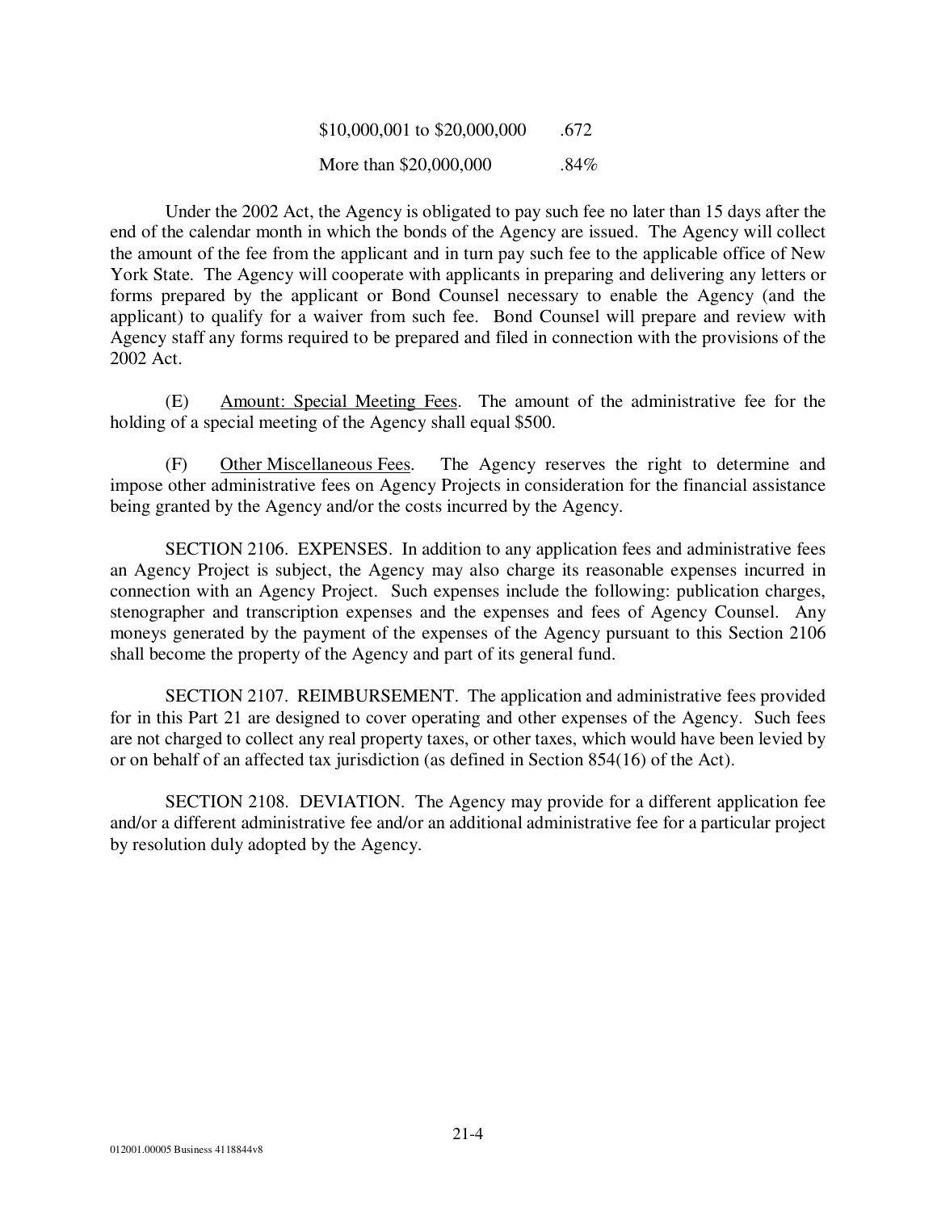| | |
|---|---|
| $10,000,001 to $20,000,000 | .672 |
| More than $20,000,000 | .84% |

Under the 2002 Act, the Agency is obligated to pay such fee no later than 15 days after the end of the calendar month in which the bonds of the Agency are issued. The Agency will collect the amount of the fee from the applicant and in turn pay such fee to the applicable office of New York State. The Agency will cooperate with applicants in preparing and delivering any letters or forms prepared by the applicant or Bond Counsel necessary to enable the Agency (and the applicant) to qualify for a waiver from such fee. Bond Counsel will prepare and review with Agency staff any forms required to be prepared and filed in connection with the provisions of the 2002 Act.

(E) Amount: Special Meeting Fees. The amount of the administrative fee for the holding of a special meeting of the Agency shall equal $500.

(F) Other Miscellaneous Fees. The Agency reserves the right to determine and impose other administrative fees on Agency Projects in consideration for the financial assistance being granted by the Agency and/or the costs incurred by the Agency.

SECTION 2106. EXPENSES. In addition to any application fees and administrative fees an Agency Project is subject, the Agency may also charge its reasonable expenses incurred in connection with an Agency Project. Such expenses include the following: publication charges, stenographer and transcription expenses and the expenses and fees of Agency Counsel. Any moneys generated by the payment of the expenses of the Agency pursuant to this Section 2106 shall become the property of the Agency and part of its general fund.

SECTION 2107. REIMBURSEMENT. The application and administrative fees provided for in this Part 21 are designed to cover operating and other expenses of the Agency. Such fees are not charged to collect any real property taxes, or other taxes, which would have been levied by or on behalf of an affected tax jurisdiction (as defined in Section 854(16) of the Act).

SECTION 2108. DEVIATION. The Agency may provide for a different application fee and/or a different administrative fee and/or an additional administrative fee for a particular project by resolution duly adopted by the Agency.

012001.00005 Business 4118844v8